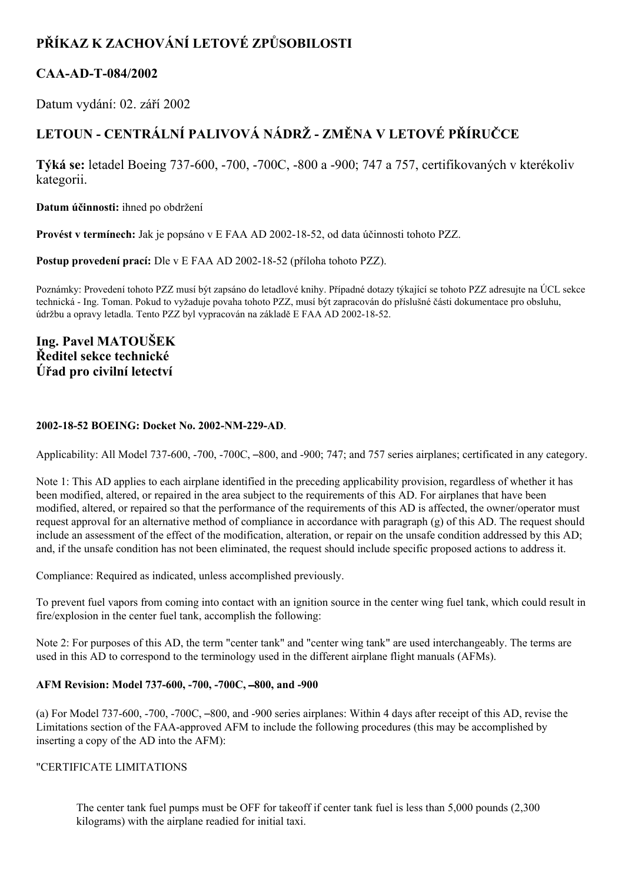# PŘÍKAZ K ZACHOVÁNÍ LETOVÉ ZPŮSOBILOSTI

## CAA-AD-T-084/2002

Datum vydání: 02. září 2002

## LETOUN - CENTRÁLNÍ PALIVOVÁ NÁDRŽ - ZMĚNA V LETOVÉ PŘÍRUČCE

**Týká se:** letadel Boeing 737-600, -700, -700C, -800 a -900; 747 a 757, certifikovaných v kterékoliv kategorii.

**Datum účinnosti:** ihned po obdržení

**Provést v termínech:** Jak je popsáno v E FAA AD 2002-18-52, od data účinnosti tohoto PZZ.

**Postup provedení prací:** Dle v E FAA AD 2002-18-52 (příloha tohoto PZZ).

Poznámky: Provedení tohoto PZZ musí být zapsáno do letadlové knihy. Případné dotazy týkající se tohoto PZZ adresujte na ÚCL sekce technická - Ing. Toman. Pokud to vyžaduje povaha tohoto PZZ, musí být zapracován do příslušné části dokumentace pro obsluhu, údržbu a opravy letadla. Tento PZZ byl vypracován na základě E FAA AD 2002-18-52.

**Ing. Pavel MATOUŠEK**
**Ředitel sekce technické**
**Úřad pro civilní letectví**

**2002-18-52 BOEING: Docket No. 2002-NM-229-AD**.

Applicability: All Model 737-600, -700, -700C, –800, and -900; 747; and 757 series airplanes; certificated in any category.

Note 1: This AD applies to each airplane identified in the preceding applicability provision, regardless of whether it has been modified, altered, or repaired in the area subject to the requirements of this AD. For airplanes that have been modified, altered, or repaired so that the performance of the requirements of this AD is affected, the owner/operator must request approval for an alternative method of compliance in accordance with paragraph (g) of this AD. The request should include an assessment of the effect of the modification, alteration, or repair on the unsafe condition addressed by this AD; and, if the unsafe condition has not been eliminated, the request should include specific proposed actions to address it.

Compliance: Required as indicated, unless accomplished previously.

To prevent fuel vapors from coming into contact with an ignition source in the center wing fuel tank, which could result in fire/explosion in the center fuel tank, accomplish the following:

Note 2: For purposes of this AD, the term "center tank" and "center wing tank" are used interchangeably. The terms are used in this AD to correspond to the terminology used in the different airplane flight manuals (AFMs).

**AFM Revision: Model 737-600, -700, -700C, –800, and -900**

(a) For Model 737-600, -700, -700C, –800, and -900 series airplanes: Within 4 days after receipt of this AD, revise the Limitations section of the FAA-approved AFM to include the following procedures (this may be accomplished by inserting a copy of the AD into the AFM):

"CERTIFICATE LIMITATIONS

> The center tank fuel pumps must be OFF for takeoff if center tank fuel is less than 5,000 pounds (2,300 kilograms) with the airplane readied for initial taxi.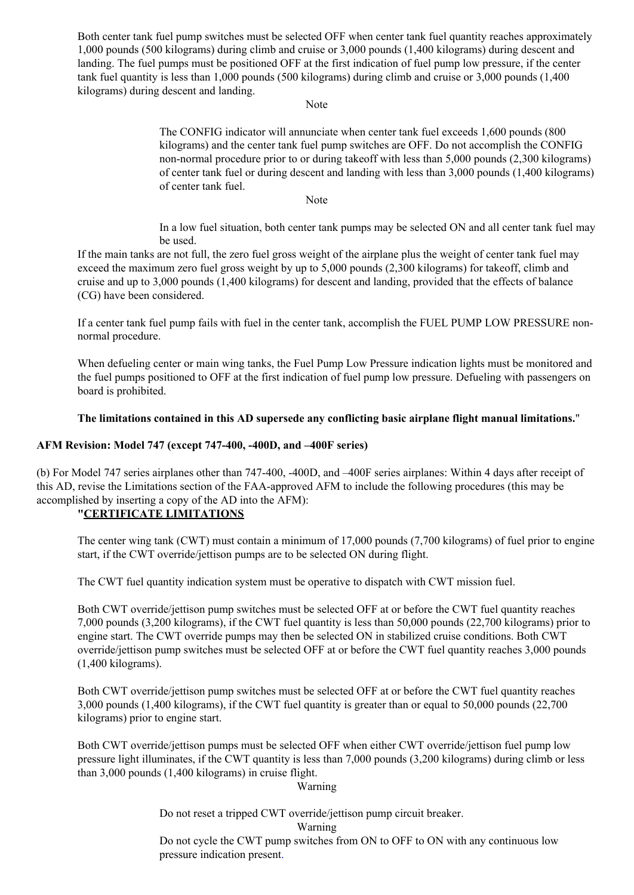Both center tank fuel pump switches must be selected OFF when center tank fuel quantity reaches approximately 1,000 pounds (500 kilograms) during climb and cruise or 3,000 pounds (1,400 kilograms) during descent and landing. The fuel pumps must be positioned OFF at the first indication of fuel pump low pressure, if the center tank fuel quantity is less than 1,000 pounds (500 kilograms) during climb and cruise or 3,000 pounds (1,400 kilograms) during descent and landing.

Note

> The CONFIG indicator will annunciate when center tank fuel exceeds 1,600 pounds (800 kilograms) and the center tank fuel pump switches are OFF. Do not accomplish the CONFIG non-normal procedure prior to or during takeoff with less than 5,000 pounds (2,300 kilograms) of center tank fuel or during descent and landing with less than 3,000 pounds (1,400 kilograms) of center tank fuel.

Note

> In a low fuel situation, both center tank pumps may be selected ON and all center tank fuel may be used.

If the main tanks are not full, the zero fuel gross weight of the airplane plus the weight of center tank fuel may exceed the maximum zero fuel gross weight by up to 5,000 pounds (2,300 kilograms) for takeoff, climb and cruise and up to 3,000 pounds (1,400 kilograms) for descent and landing, provided that the effects of balance (CG) have been considered.

If a center tank fuel pump fails with fuel in the center tank, accomplish the FUEL PUMP LOW PRESSURE non-normal procedure.

When defueling center or main wing tanks, the Fuel Pump Low Pressure indication lights must be monitored and the fuel pumps positioned to OFF at the first indication of fuel pump low pressure. Defueling with passengers on board is prohibited.

**The limitations contained in this AD supersede any conflicting basic airplane flight manual limitations.**"

**AFM Revision: Model 747 (except 747-400, -400D, and –400F series)**

(b) For Model 747 series airplanes other than 747-400, -400D, and –400F series airplanes: Within 4 days after receipt of this AD, revise the Limitations section of the FAA-approved AFM to include the following procedures (this may be accomplished by inserting a copy of the AD into the AFM):

**"CERTIFICATE LIMITATIONS**

The center wing tank (CWT) must contain a minimum of 17,000 pounds (7,700 kilograms) of fuel prior to engine start, if the CWT override/jettison pumps are to be selected ON during flight.

The CWT fuel quantity indication system must be operative to dispatch with CWT mission fuel.

Both CWT override/jettison pump switches must be selected OFF at or before the CWT fuel quantity reaches 7,000 pounds (3,200 kilograms), if the CWT fuel quantity is less than 50,000 pounds (22,700 kilograms) prior to engine start. The CWT override pumps may then be selected ON in stabilized cruise conditions. Both CWT override/jettison pump switches must be selected OFF at or before the CWT fuel quantity reaches 3,000 pounds (1,400 kilograms).

Both CWT override/jettison pump switches must be selected OFF at or before the CWT fuel quantity reaches 3,000 pounds (1,400 kilograms), if the CWT fuel quantity is greater than or equal to 50,000 pounds (22,700 kilograms) prior to engine start.

Both CWT override/jettison pumps must be selected OFF when either CWT override/jettison fuel pump low pressure light illuminates, if the CWT quantity is less than 7,000 pounds (3,200 kilograms) during climb or less than 3,000 pounds (1,400 kilograms) in cruise flight.

Warning

> Do not reset a tripped CWT override/jettison pump circuit breaker.

Warning

> Do not cycle the CWT pump switches from ON to OFF to ON with any continuous low pressure indication present.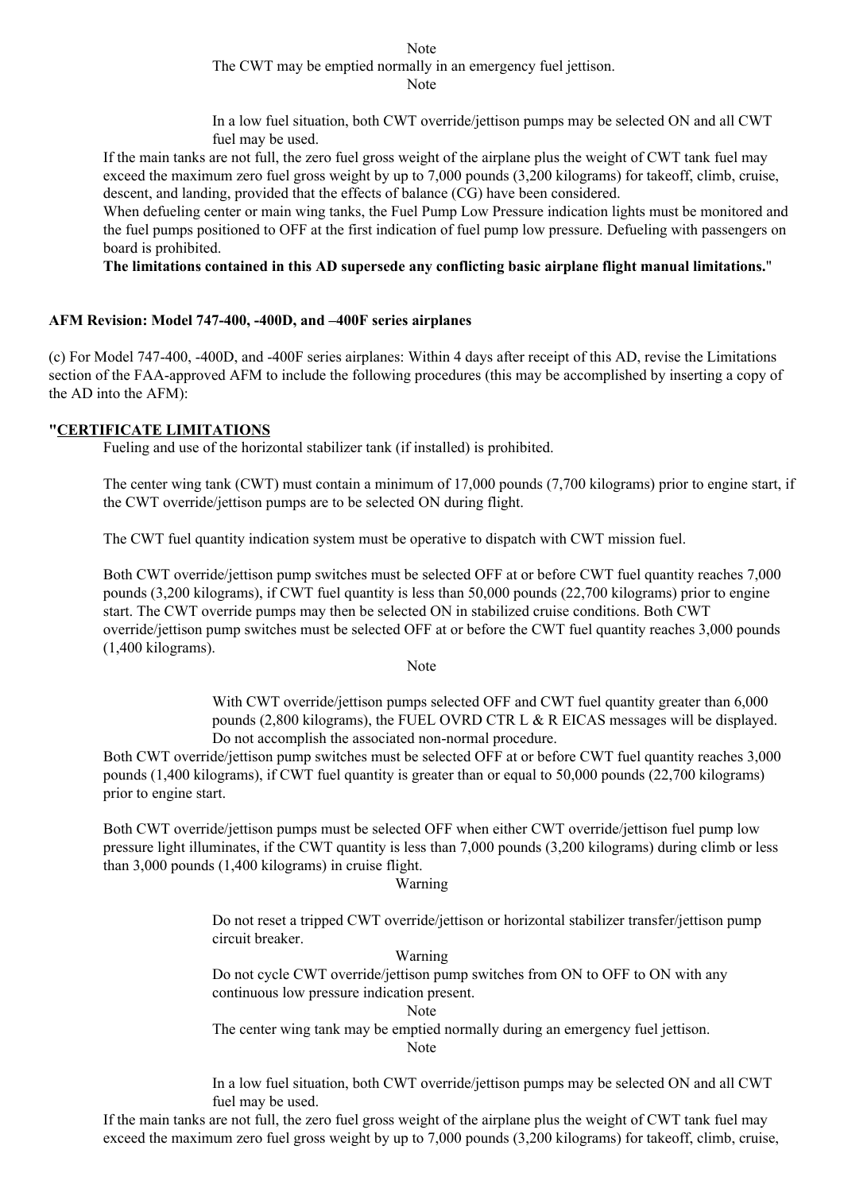Note

The CWT may be emptied normally in an emergency fuel jettison.

Note

In a low fuel situation, both CWT override/jettison pumps may be selected ON and all CWT fuel may be used.

If the main tanks are not full, the zero fuel gross weight of the airplane plus the weight of CWT tank fuel may exceed the maximum zero fuel gross weight by up to 7,000 pounds (3,200 kilograms) for takeoff, climb, cruise, descent, and landing, provided that the effects of balance (CG) have been considered.

When defueling center or main wing tanks, the Fuel Pump Low Pressure indication lights must be monitored and the fuel pumps positioned to OFF at the first indication of fuel pump low pressure. Defueling with passengers on board is prohibited.

**The limitations contained in this AD supersede any conflicting basic airplane flight manual limitations.**"

**AFM Revision: Model 747-400, -400D, and –400F series airplanes**

(c) For Model 747-400, -400D, and -400F series airplanes: Within 4 days after receipt of this AD, revise the Limitations section of the FAA-approved AFM to include the following procedures (this may be accomplished by inserting a copy of the AD into the AFM):

**"CERTIFICATE LIMITATIONS**

Fueling and use of the horizontal stabilizer tank (if installed) is prohibited.

The center wing tank (CWT) must contain a minimum of 17,000 pounds (7,700 kilograms) prior to engine start, if the CWT override/jettison pumps are to be selected ON during flight.

The CWT fuel quantity indication system must be operative to dispatch with CWT mission fuel.

Both CWT override/jettison pump switches must be selected OFF at or before CWT fuel quantity reaches 7,000 pounds (3,200 kilograms), if CWT fuel quantity is less than 50,000 pounds (22,700 kilograms) prior to engine start. The CWT override pumps may then be selected ON in stabilized cruise conditions. Both CWT override/jettison pump switches must be selected OFF at or before the CWT fuel quantity reaches 3,000 pounds (1,400 kilograms).

Note

With CWT override/jettison pumps selected OFF and CWT fuel quantity greater than 6,000 pounds (2,800 kilograms), the FUEL OVRD CTR L & R EICAS messages will be displayed. Do not accomplish the associated non-normal procedure.

Both CWT override/jettison pump switches must be selected OFF at or before CWT fuel quantity reaches 3,000 pounds (1,400 kilograms), if CWT fuel quantity is greater than or equal to 50,000 pounds (22,700 kilograms) prior to engine start.

Both CWT override/jettison pumps must be selected OFF when either CWT override/jettison fuel pump low pressure light illuminates, if the CWT quantity is less than 7,000 pounds (3,200 kilograms) during climb or less than 3,000 pounds (1,400 kilograms) in cruise flight.

Warning

Do not reset a tripped CWT override/jettison or horizontal stabilizer transfer/jettison pump circuit breaker.

Warning

Do not cycle CWT override/jettison pump switches from ON to OFF to ON with any continuous low pressure indication present.

Note

The center wing tank may be emptied normally during an emergency fuel jettison.

Note

In a low fuel situation, both CWT override/jettison pumps may be selected ON and all CWT fuel may be used.

If the main tanks are not full, the zero fuel gross weight of the airplane plus the weight of CWT tank fuel may exceed the maximum zero fuel gross weight by up to 7,000 pounds (3,200 kilograms) for takeoff, climb, cruise,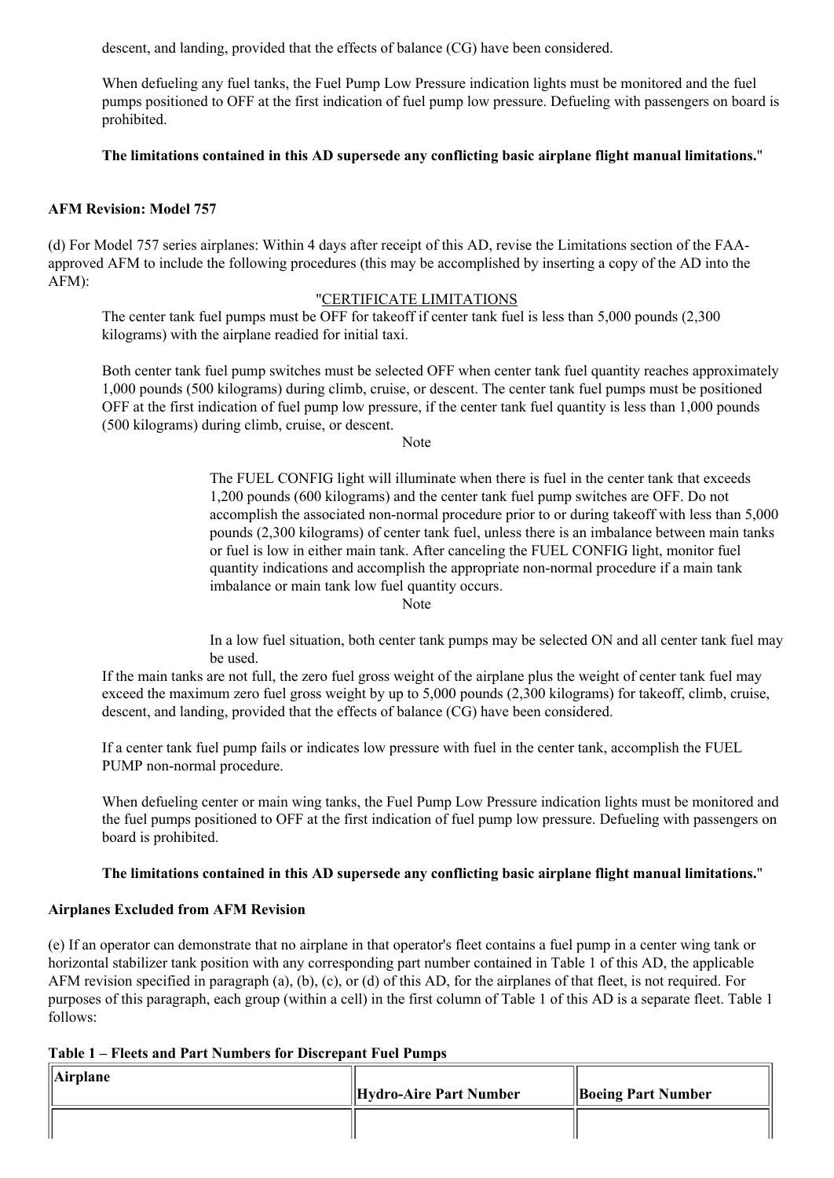descent, and landing, provided that the effects of balance (CG) have been considered.

When defueling any fuel tanks, the Fuel Pump Low Pressure indication lights must be monitored and the fuel pumps positioned to OFF at the first indication of fuel pump low pressure. Defueling with passengers on board is prohibited.

**The limitations contained in this AD supersede any conflicting basic airplane flight manual limitations.**"

**AFM Revision: Model 757**

(d) For Model 757 series airplanes: Within 4 days after receipt of this AD, revise the Limitations section of the FAA-approved AFM to include the following procedures (this may be accomplished by inserting a copy of the AD into the AFM):

"CERTIFICATE LIMITATIONS

The center tank fuel pumps must be OFF for takeoff if center tank fuel is less than 5,000 pounds (2,300 kilograms) with the airplane readied for initial taxi.

Both center tank fuel pump switches must be selected OFF when center tank fuel quantity reaches approximately 1,000 pounds (500 kilograms) during climb, cruise, or descent. The center tank fuel pumps must be positioned OFF at the first indication of fuel pump low pressure, if the center tank fuel quantity is less than 1,000 pounds (500 kilograms) during climb, cruise, or descent.

Note

> The FUEL CONFIG light will illuminate when there is fuel in the center tank that exceeds 1,200 pounds (600 kilograms) and the center tank fuel pump switches are OFF. Do not accomplish the associated non-normal procedure prior to or during takeoff with less than 5,000 pounds (2,300 kilograms) of center tank fuel, unless there is an imbalance between main tanks or fuel is low in either main tank. After canceling the FUEL CONFIG light, monitor fuel quantity indications and accomplish the appropriate non-normal procedure if a main tank imbalance or main tank low fuel quantity occurs.

Note

> In a low fuel situation, both center tank pumps may be selected ON and all center tank fuel may be used.

If the main tanks are not full, the zero fuel gross weight of the airplane plus the weight of center tank fuel may exceed the maximum zero fuel gross weight by up to 5,000 pounds (2,300 kilograms) for takeoff, climb, cruise, descent, and landing, provided that the effects of balance (CG) have been considered.

If a center tank fuel pump fails or indicates low pressure with fuel in the center tank, accomplish the FUEL PUMP non-normal procedure.

When defueling center or main wing tanks, the Fuel Pump Low Pressure indication lights must be monitored and the fuel pumps positioned to OFF at the first indication of fuel pump low pressure. Defueling with passengers on board is prohibited.

**The limitations contained in this AD supersede any conflicting basic airplane flight manual limitations.**"

**Airplanes Excluded from AFM Revision**

(e) If an operator can demonstrate that no airplane in that operator's fleet contains a fuel pump in a center wing tank or horizontal stabilizer tank position with any corresponding part number contained in Table 1 of this AD, the applicable AFM revision specified in paragraph (a), (b), (c), or (d) of this AD, for the airplanes of that fleet, is not required. For purposes of this paragraph, each group (within a cell) in the first column of Table 1 of this AD is a separate fleet. Table 1 follows:

**Table 1 – Fleets and Part Numbers for Discrepant Fuel Pumps**

| Airplane | Hydro-Aire Part Number | Boeing Part Number |
|---|---|---|
| | | |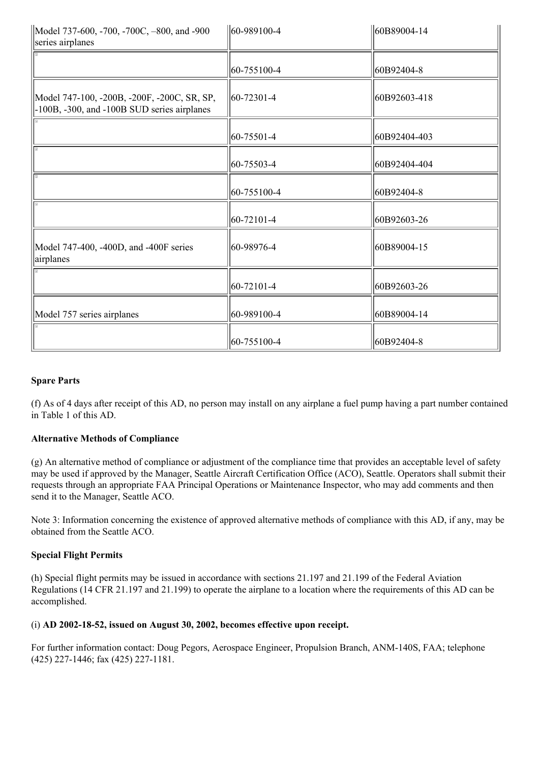| | | |
|---|---|---|
| Model 737-600, -700, -700C, –800, and -900 series airplanes | 60-989100-4 | 60B89004-14 |
| | 60-755100-4 | 60B92404-8 |
| Model 747-100, -200B, -200F, -200C, SR, SP, -100B, -300, and -100B SUD series airplanes | 60-72301-4 | 60B92603-418 |
| | 60-75501-4 | 60B92404-403 |
| | 60-75503-4 | 60B92404-404 |
| | 60-755100-4 | 60B92404-8 |
| | 60-72101-4 | 60B92603-26 |
| Model 747-400, -400D, and -400F series airplanes | 60-98976-4 | 60B89004-15 |
| | 60-72101-4 | 60B92603-26 |
| Model 757 series airplanes | 60-989100-4 | 60B89004-14 |
| | 60-755100-4 | 60B92404-8 |

**Spare Parts**

(f) As of 4 days after receipt of this AD, no person may install on any airplane a fuel pump having a part number contained in Table 1 of this AD.

**Alternative Methods of Compliance**

(g) An alternative method of compliance or adjustment of the compliance time that provides an acceptable level of safety may be used if approved by the Manager, Seattle Aircraft Certification Office (ACO), Seattle. Operators shall submit their requests through an appropriate FAA Principal Operations or Maintenance Inspector, who may add comments and then send it to the Manager, Seattle ACO.

Note 3: Information concerning the existence of approved alternative methods of compliance with this AD, if any, may be obtained from the Seattle ACO.

**Special Flight Permits**

(h) Special flight permits may be issued in accordance with sections 21.197 and 21.199 of the Federal Aviation Regulations (14 CFR 21.197 and 21.199) to operate the airplane to a location where the requirements of this AD can be accomplished.

(i) **AD 2002-18-52, issued on August 30, 2002, becomes effective upon receipt.**

For further information contact: Doug Pegors, Aerospace Engineer, Propulsion Branch, ANM-140S, FAA; telephone (425) 227-1446; fax (425) 227-1181.